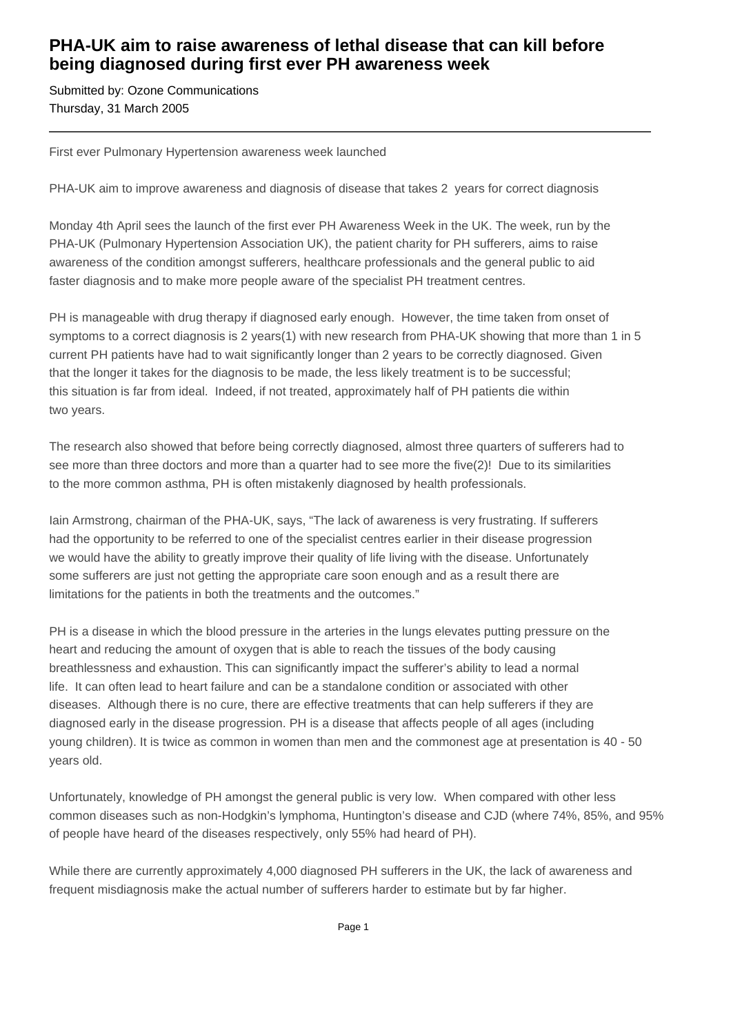# PHA-UK aim to raise awareness of lethal disease that can kill before being diagnosed during first ever PH awareness week

Submitted by: Ozone Communications
Thursday, 31 March 2005

---

First ever Pulmonary Hypertension awareness week launched

PHA-UK aim to improve awareness and diagnosis of disease that takes 2 years for correct diagnosis

Monday 4th April sees the launch of the first ever PH Awareness Week in the UK. The week, run by the PHA-UK (Pulmonary Hypertension Association UK), the patient charity for PH sufferers, aims to raise awareness of the condition amongst sufferers, healthcare professionals and the general public to aid faster diagnosis and to make more people aware of the specialist PH treatment centres.

PH is manageable with drug therapy if diagnosed early enough. However, the time taken from onset of symptoms to a correct diagnosis is 2 years(1) with new research from PHA-UK showing that more than 1 in 5 current PH patients have had to wait significantly longer than 2 years to be correctly diagnosed. Given that the longer it takes for the diagnosis to be made, the less likely treatment is to be successful; this situation is far from ideal. Indeed, if not treated, approximately half of PH patients die within two years.

The research also showed that before being correctly diagnosed, almost three quarters of sufferers had to see more than three doctors and more than a quarter had to see more the five(2)! Due to its similarities to the more common asthma, PH is often mistakenly diagnosed by health professionals.

Iain Armstrong, chairman of the PHA-UK, says, "The lack of awareness is very frustrating. If sufferers had the opportunity to be referred to one of the specialist centres earlier in their disease progression we would have the ability to greatly improve their quality of life living with the disease. Unfortunately some sufferers are just not getting the appropriate care soon enough and as a result there are limitations for the patients in both the treatments and the outcomes."

PH is a disease in which the blood pressure in the arteries in the lungs elevates putting pressure on the heart and reducing the amount of oxygen that is able to reach the tissues of the body causing breathlessness and exhaustion. This can significantly impact the sufferer's ability to lead a normal life. It can often lead to heart failure and can be a standalone condition or associated with other diseases. Although there is no cure, there are effective treatments that can help sufferers if they are diagnosed early in the disease progression. PH is a disease that affects people of all ages (including young children). It is twice as common in women than men and the commonest age at presentation is 40 - 50 years old.

Unfortunately, knowledge of PH amongst the general public is very low. When compared with other less common diseases such as non-Hodgkin's lymphoma, Huntington's disease and CJD (where 74%, 85%, and 95% of people have heard of the diseases respectively, only 55% had heard of PH).

While there are currently approximately 4,000 diagnosed PH sufferers in the UK, the lack of awareness and frequent misdiagnosis make the actual number of sufferers harder to estimate but by far higher.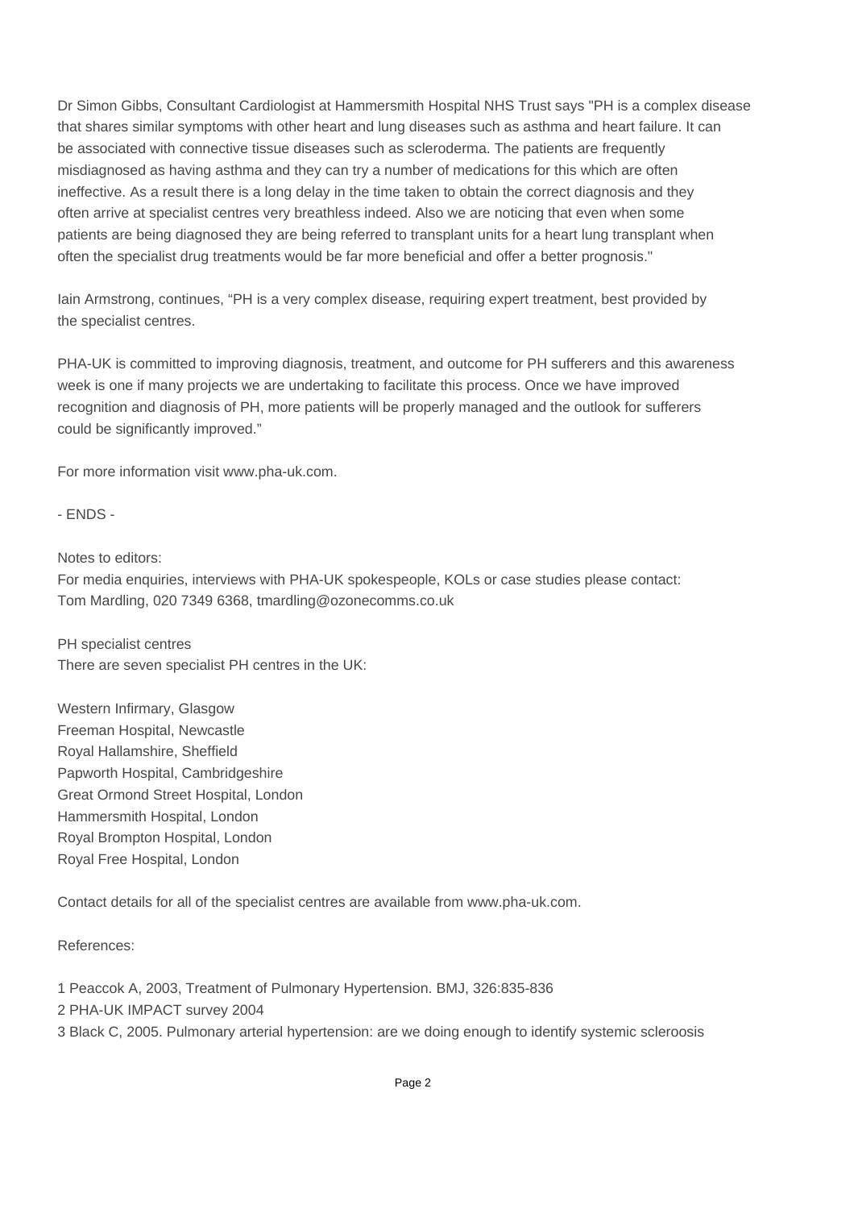Dr Simon Gibbs, Consultant Cardiologist at Hammersmith Hospital NHS Trust says "PH is a complex disease that shares similar symptoms with other heart and lung diseases such as asthma and heart failure. It can be associated with connective tissue diseases such as scleroderma. The patients are frequently misdiagnosed as having asthma and they can try a number of medications for this which are often ineffective. As a result there is a long delay in the time taken to obtain the correct diagnosis and they often arrive at specialist centres very breathless indeed. Also we are noticing that even when some patients are being diagnosed they are being referred to transplant units for a heart lung transplant when often the specialist drug treatments would be far more beneficial and offer a better prognosis."

Iain Armstrong, continues, "PH is a very complex disease, requiring expert treatment, best provided by the specialist centres.

PHA-UK is committed to improving diagnosis, treatment, and outcome for PH sufferers and this awareness week is one if many projects we are undertaking to facilitate this process. Once we have improved recognition and diagnosis of PH, more patients will be properly managed and the outlook for sufferers could be significantly improved."

For more information visit www.pha-uk.com.

- ENDS -

Notes to editors:
For media enquiries, interviews with PHA-UK spokespeople, KOLs or case studies please contact:
Tom Mardling, 020 7349 6368, tmardling@ozonecomms.co.uk

PH specialist centres
There are seven specialist PH centres in the UK:

Western Infirmary, Glasgow
Freeman Hospital, Newcastle
Royal Hallamshire, Sheffield
Papworth Hospital, Cambridgeshire
Great Ormond Street Hospital, London
Hammersmith Hospital, London
Royal Brompton Hospital, London
Royal Free Hospital, London

Contact details for all of the specialist centres are available from www.pha-uk.com.

References:

1 Peaccok A, 2003, Treatment of Pulmonary Hypertension. BMJ, 326:835-836
2 PHA-UK IMPACT survey 2004
3 Black C, 2005. Pulmonary arterial hypertension: are we doing enough to identify systemic scleroosis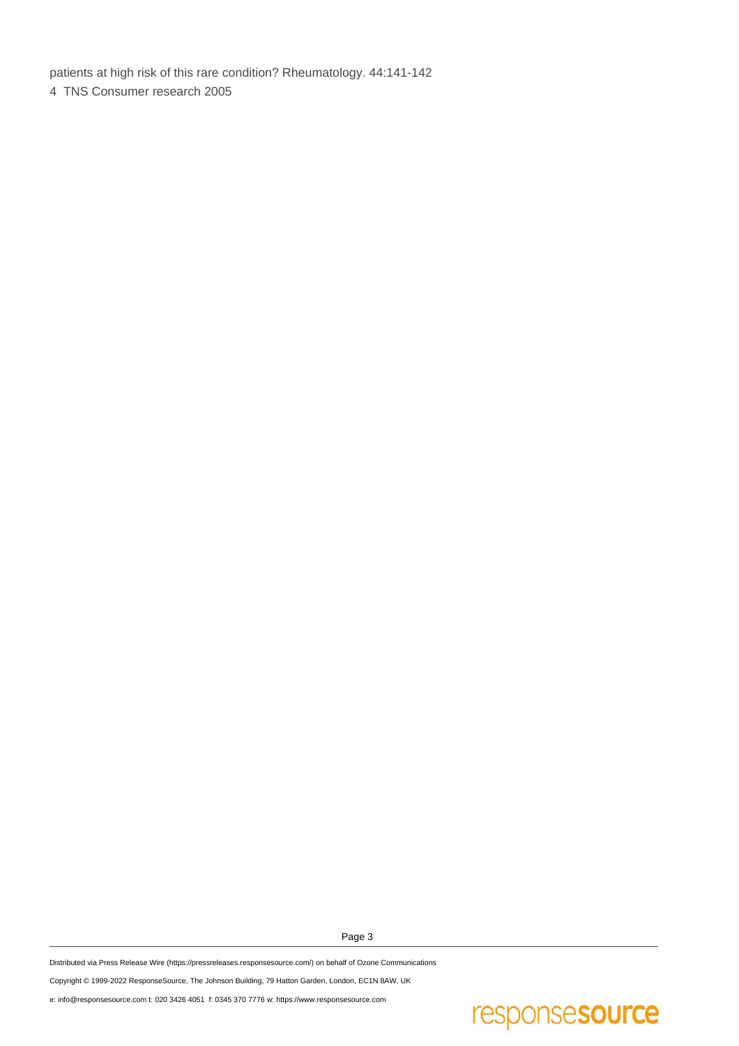patients at high risk of this rare condition? Rheumatology. 44:141-142

4 TNS Consumer research 2005